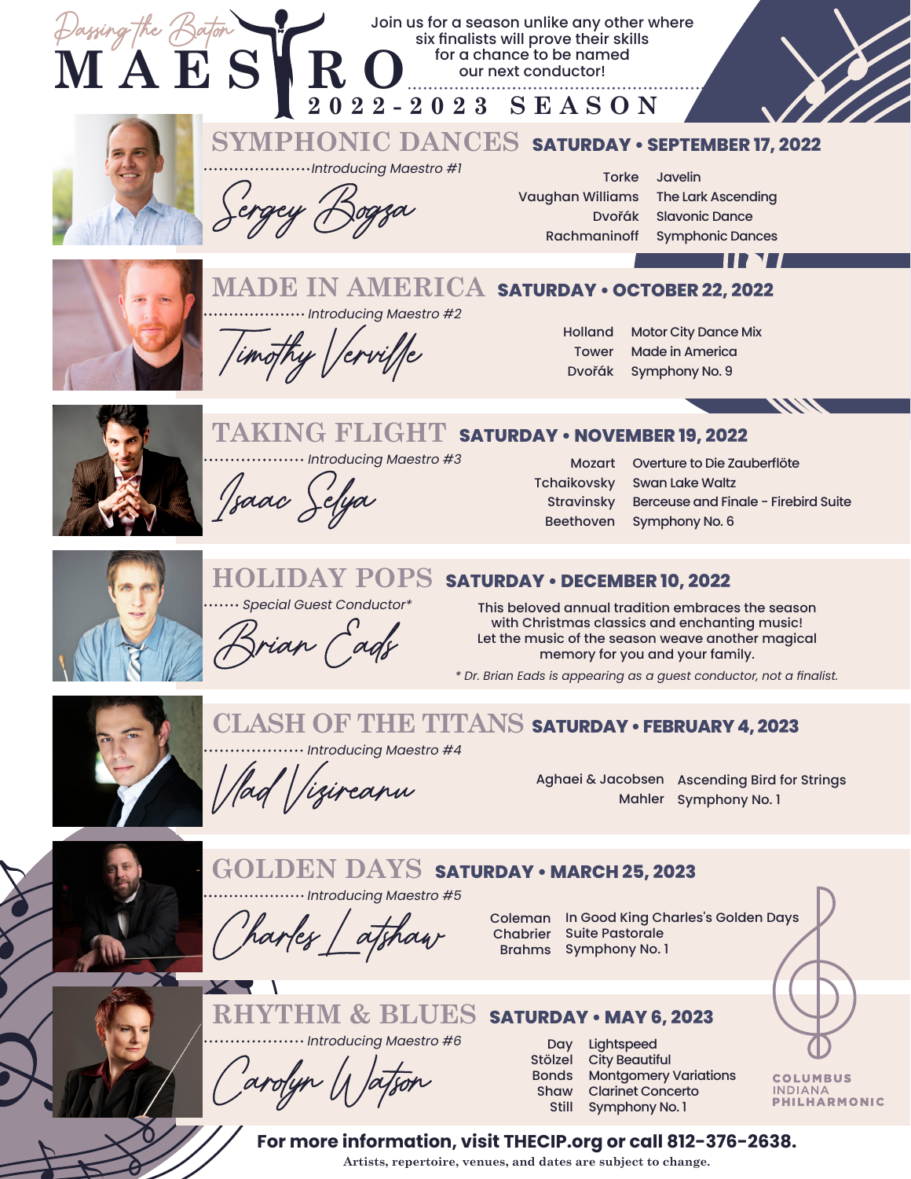*Passing the Baton*

# MAESTRO

## 2022-2023 SEASON

Join us for a season unlike any other where six finalists will prove their skills for a chance to be named our next conductor!

## SYMPHONIC DANCES — SATURDAY • SEPTEMBER 17, 2022

*Introducing Maestro #1*

Sergey Bogza

| | |
|---|---|
| Torke | Javelin |
| Vaughan Williams | The Lark Ascending |
| Dvořák | Slavonic Dance |
| Rachmaninoff | Symphonic Dances |

## MADE IN AMERICA — SATURDAY • OCTOBER 22, 2022

*Introducing Maestro #2*

Timothy Verville

| | |
|---|---|
| Holland | Motor City Dance Mix |
| Tower | Made in America |
| Dvořák | Symphony No. 9 |

## TAKING FLIGHT — SATURDAY • NOVEMBER 19, 2022

*Introducing Maestro #3*

Isaac Selya

| | |
|---|---|
| Mozart | Overture to Die Zauberflöte |
| Tchaikovsky | Swan Lake Waltz |
| Stravinsky | Berceuse and Finale - Firebird Suite |
| Beethoven | Symphony No. 6 |

## HOLIDAY POPS — SATURDAY • DECEMBER 10, 2022

*Special Guest Conductor**

Brian Eads

This beloved annual tradition embraces the season with Christmas classics and enchanting music! Let the music of the season weave another magical memory for you and your family.

** Dr. Brian Eads is appearing as a guest conductor, not a finalist.*

## CLASH OF THE TITANS — SATURDAY • FEBRUARY 4, 2023

*Introducing Maestro #4*

Vlad Vizireanu

| | |
|---|---|
| Aghaei & Jacobsen | Ascending Bird for Strings |
| Mahler | Symphony No. 1 |

## GOLDEN DAYS — SATURDAY • MARCH 25, 2023

*Introducing Maestro #5*

Charles Latshaw

| | |
|---|---|
| Coleman | In Good King Charles's Golden Days |
| Chabrier | Suite Pastorale |
| Brahms | Symphony No. 1 |

## RHYTHM & BLUES — SATURDAY • MAY 6, 2023

*Introducing Maestro #6*

Carolyn Watson

| | |
|---|---|
| Day | Lightspeed |
| Stölzel | City Beautiful |
| Bonds | Montgomery Variations |
| Shaw | Clarinet Concerto |
| Still | Symphony No. 1 |

COLUMBUS INDIANA PHILHARMONIC

**For more information, visit THECIP.org or call 812-376-2638.**

Artists, repertoire, venues, and dates are subject to change.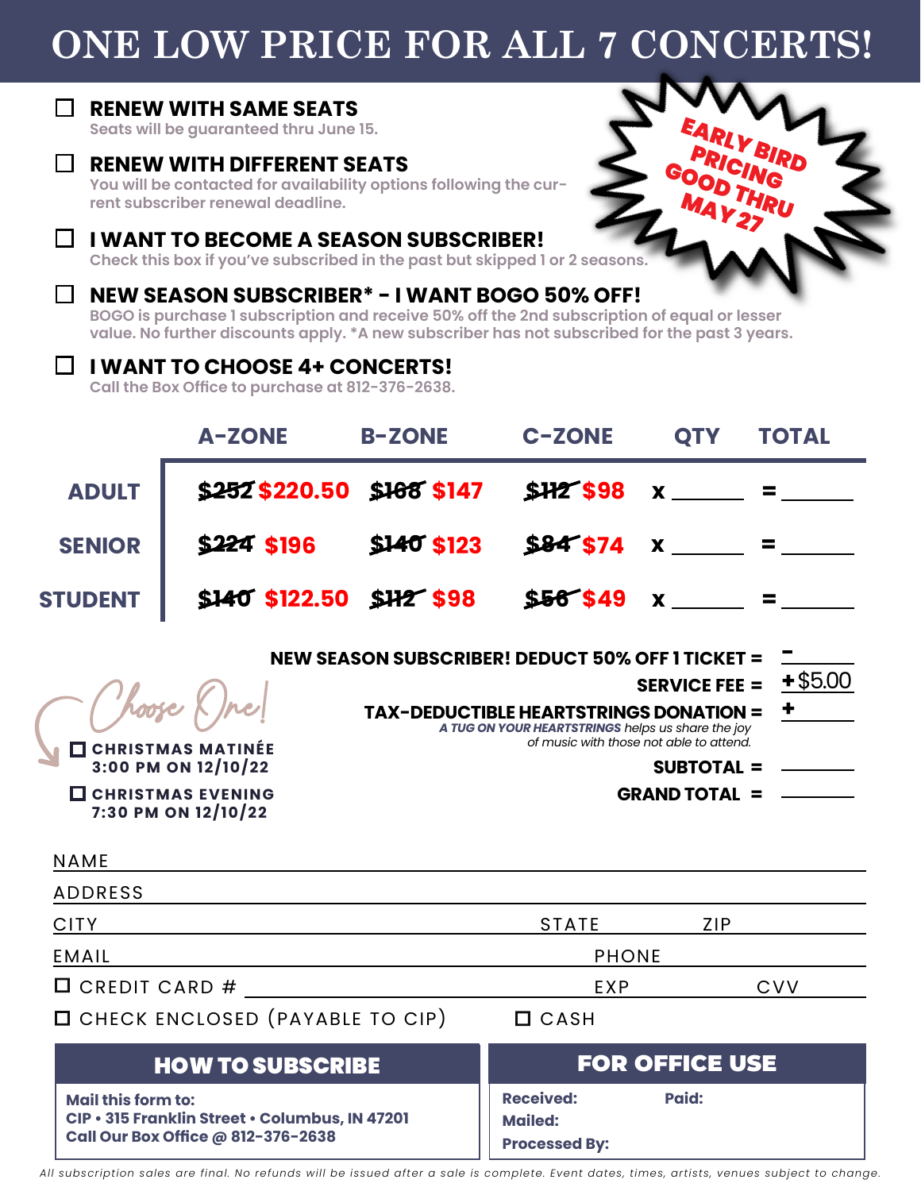# ONE LOW PRICE FOR ALL 7 CONCERTS!

**EARLY BIRD PRICING GOOD THRU MAY 27**

☐ **RENEW WITH SAME SEATS**
Seats will be guaranteed thru June 15.

☐ **RENEW WITH DIFFERENT SEATS**
You will be contacted for availability options following the current subscriber renewal deadline.

☐ **I WANT TO BECOME A SEASON SUBSCRIBER!**
Check this box if you've subscribed in the past but skipped 1 or 2 seasons.

☐ **NEW SEASON SUBSCRIBER\* - I WANT BOGO 50% OFF!**
BOGO is purchase 1 subscription and receive 50% off the 2nd subscription of equal or lesser value. No further discounts apply. *A new subscriber has not subscribed for the past 3 years.

☐ **I WANT TO CHOOSE 4+ CONCERTS!**
Call the Box Office to purchase at 812-376-2638.

| | A-ZONE | B-ZONE | C-ZONE | QTY | TOTAL |
|---|---|---|---|---|---|
| **ADULT** | ~~$252~~ $220.50 | ~~$168~~ $147 | ~~$112~~ $98 | x ______ | = ______ |
| **SENIOR** | ~~$224~~ $196 | ~~$140~~ $123 | ~~$84~~ $74 | x ______ | = ______ |
| **STUDENT** | ~~$140~~ $122.50 | ~~$112~~ $98 | ~~$56~~ $49 | x ______ | = ______ |

**NEW SEASON SUBSCRIBER! DEDUCT 50% OFF 1 TICKET =** - ______

**SERVICE FEE =** + $5.00

**TAX-DEDUCTIBLE HEARTSTRINGS DONATION =** + ______
*A TUG ON YOUR HEARTSTRINGS helps us share the joy of music with those not able to attend.*

**SUBTOTAL =** ______

**GRAND TOTAL =** ______

*Choose One!*

☐ **CHRISTMAS MATINÉE 3:00 PM ON 12/10/22**

☐ **CHRISTMAS EVENING 7:30 PM ON 12/10/22**

NAME ______________________________

ADDRESS ______________________________

CITY ______________ STATE ______ ZIP ______

EMAIL ______________ PHONE ______________

☐ CREDIT CARD # ______________ EXP ______ CVV ______

☐ CHECK ENCLOSED (PAYABLE TO CIP) ☐ CASH

## HOW TO SUBSCRIBE

**Mail this form to:**
**CIP • 315 Franklin Street • Columbus, IN 47201**
**Call Our Box Office @ 812-376-2638**

## FOR OFFICE USE

**Received:** **Paid:**
**Mailed:**
**Processed By:**

*All subscription sales are final. No refunds will be issued after a sale is complete. Event dates, times, artists, venues subject to change.*